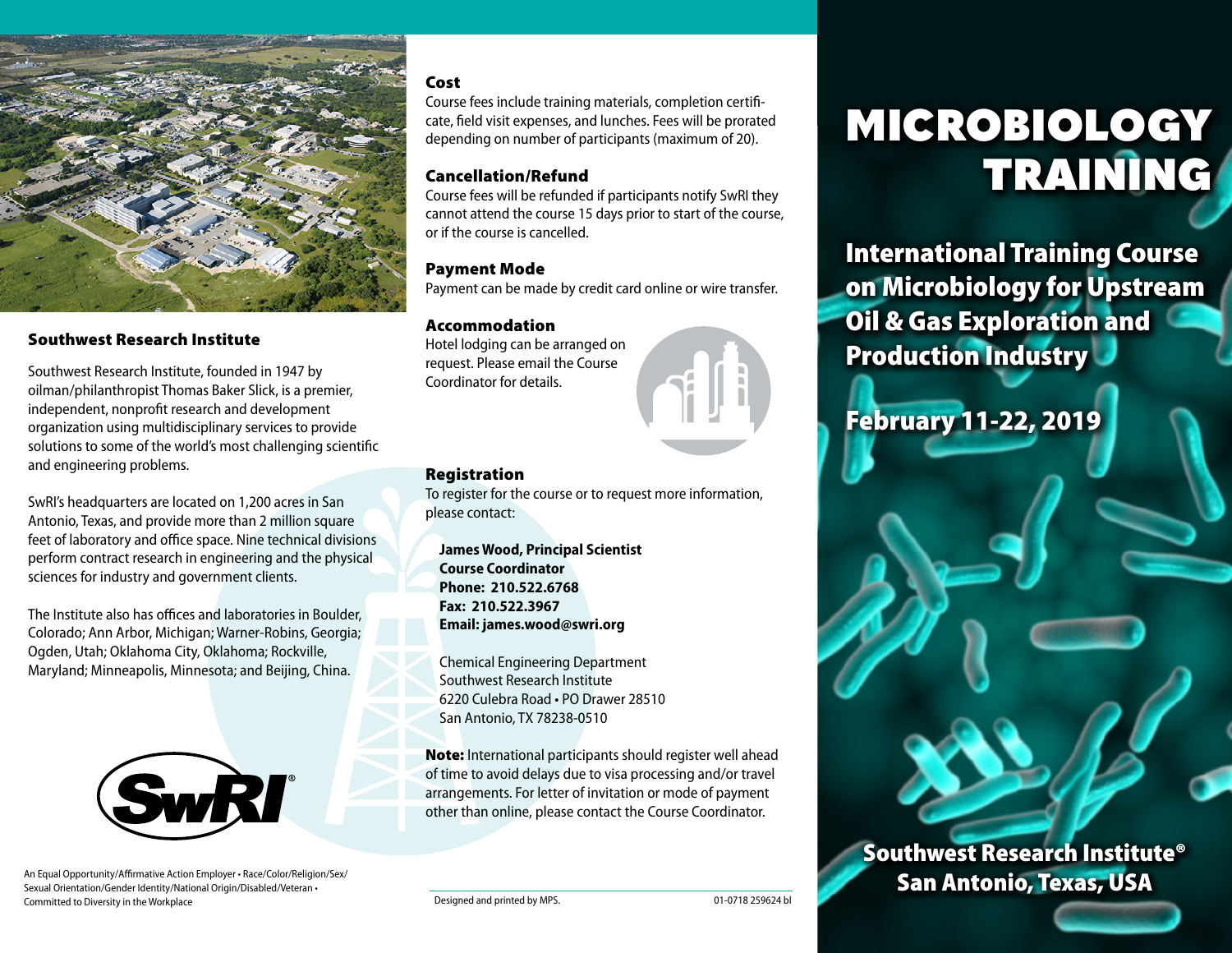# MICROBIOLOGY TRAINING

## International Training Course on Microbiology for Upstream Oil & Gas Exploration and Production Industry

## February 11-22, 2019

**Southwest Research Institute®**
**San Antonio, Texas, USA**

### Southwest Research Institute

Southwest Research Institute, founded in 1947 by oilman/philanthropist Thomas Baker Slick, is a premier, independent, nonprofit research and development organization using multidisciplinary services to provide solutions to some of the world's most challenging scientific and engineering problems.

SwRI's headquarters are located on 1,200 acres in San Antonio, Texas, and provide more than 2 million square feet of laboratory and office space. Nine technical divisions perform contract research in engineering and the physical sciences for industry and government clients.

The Institute also has offices and laboratories in Boulder, Colorado; Ann Arbor, Michigan; Warner-Robins, Georgia; Ogden, Utah; Oklahoma City, Oklahoma; Rockville, Maryland; Minneapolis, Minnesota; and Beijing, China.

SwRI®

An Equal Opportunity/Affirmative Action Employer • Race/Color/Religion/Sex/Sexual Orientation/Gender Identity/National Origin/Disabled/Veteran • Committed to Diversity in the Workplace

### Cost

Course fees include training materials, completion certificate, field visit expenses, and lunches. Fees will be prorated depending on number of participants (maximum of 20).

### Cancellation/Refund

Course fees will be refunded if participants notify SwRI they cannot attend the course 15 days prior to start of the course, or if the course is cancelled.

### Payment Mode

Payment can be made by credit card online or wire transfer.

### Accommodation

Hotel lodging can be arranged on request. Please email the Course Coordinator for details.

### Registration

To register for the course or to request more information, please contact:

**James Wood, Principal Scientist**
**Course Coordinator**
**Phone: 210.522.6768**
**Fax: 210.522.3967**
**Email: james.wood@swri.org**

Chemical Engineering Department
Southwest Research Institute
6220 Culebra Road • PO Drawer 28510
San Antonio, TX 78238-0510

**Note:** International participants should register well ahead of time to avoid delays due to visa processing and/or travel arrangements. For letter of invitation or mode of payment other than online, please contact the Course Coordinator.

Designed and printed by MPS. 01-0718 259624 bl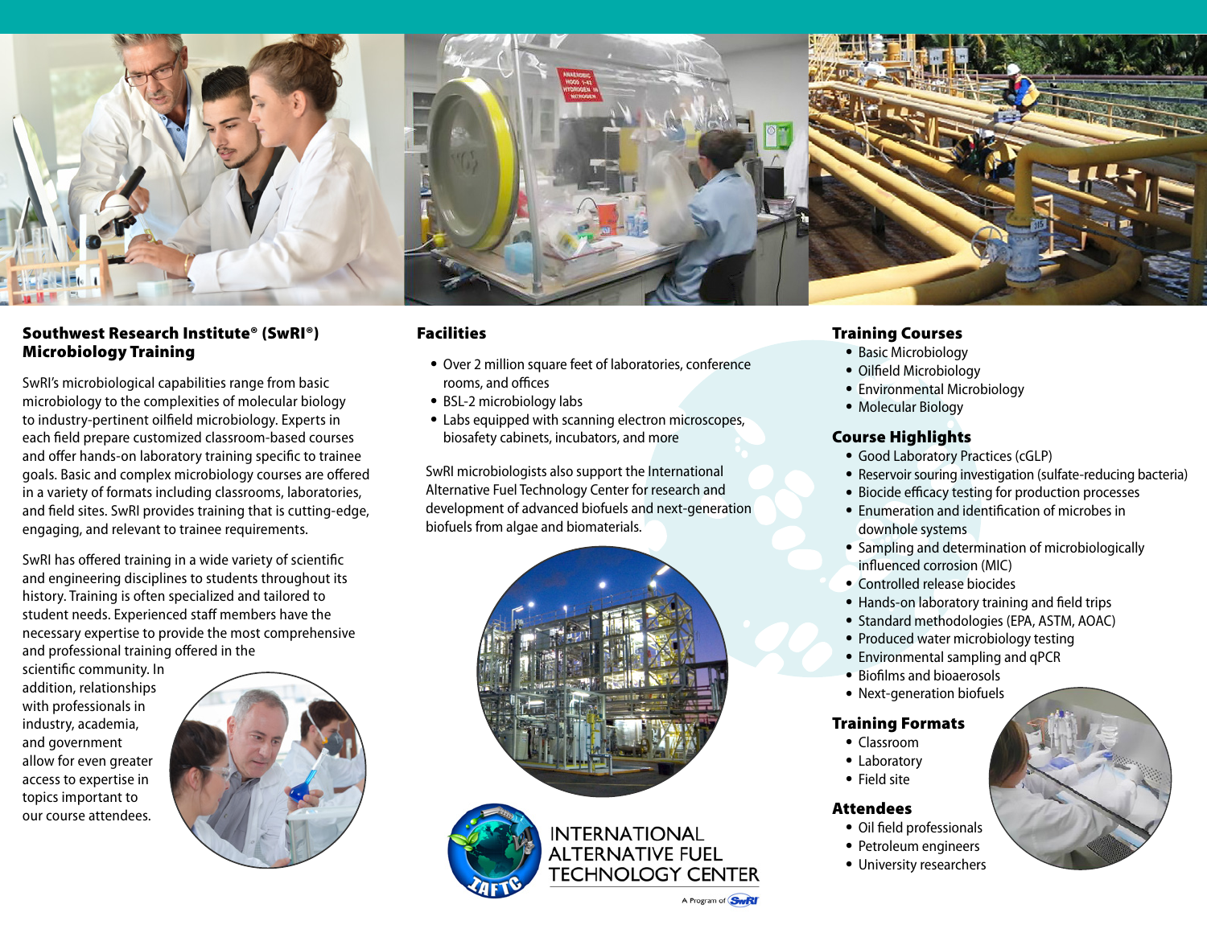## Southwest Research Institute® (SwRI®) Microbiology Training

SwRI's microbiological capabilities range from basic microbiology to the complexities of molecular biology to industry-pertinent oilfield microbiology. Experts in each field prepare customized classroom-based courses and offer hands-on laboratory training specific to trainee goals. Basic and complex microbiology courses are offered in a variety of formats including classrooms, laboratories, and field sites. SwRI provides training that is cutting-edge, engaging, and relevant to trainee requirements.

SwRI has offered training in a wide variety of scientific and engineering disciplines to students throughout its history. Training is often specialized and tailored to student needs. Experienced staff members have the necessary expertise to provide the most comprehensive and professional training offered in the scientific community. In addition, relationships with professionals in industry, academia, and government allow for even greater access to expertise in topics important to our course attendees.

## Facilities

- Over 2 million square feet of laboratories, conference rooms, and offices
- BSL-2 microbiology labs
- Labs equipped with scanning electron microscopes, biosafety cabinets, incubators, and more

SwRI microbiologists also support the International Alternative Fuel Technology Center for research and development of advanced biofuels and next-generation biofuels from algae and biomaterials.

INTERNATIONAL ALTERNATIVE FUEL TECHNOLOGY CENTER

A Program of SwRI

## Training Courses

- Basic Microbiology
- Oilfield Microbiology
- Environmental Microbiology
- Molecular Biology

## Course Highlights

- Good Laboratory Practices (cGLP)
- Reservoir souring investigation (sulfate-reducing bacteria)
- Biocide efficacy testing for production processes
- Enumeration and identification of microbes in downhole systems
- Sampling and determination of microbiologically influenced corrosion (MIC)
- Controlled release biocides
- Hands-on laboratory training and field trips
- Standard methodologies (EPA, ASTM, AOAC)
- Produced water microbiology testing
- Environmental sampling and qPCR
- Biofilms and bioaerosols
- Next-generation biofuels

## Training Formats

- Classroom
- Laboratory
- Field site

## Attendees

- Oil field professionals
- Petroleum engineers
- University researchers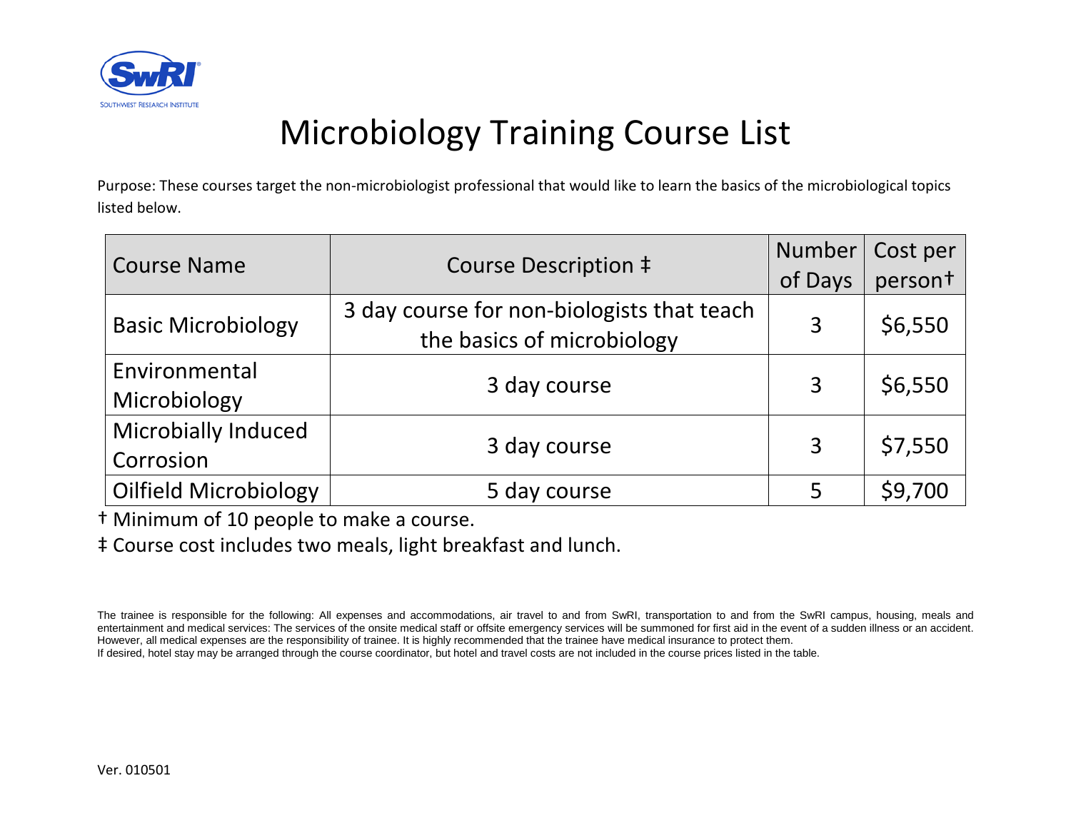SwRI
SOUTHWEST RESEARCH INSTITUTE

# Microbiology Training Course List

Purpose: These courses target the non-microbiologist professional that would like to learn the basics of the microbiological topics listed below.

| Course Name | Course Description ‡ | Number of Days | Cost per person† |
|---|---|---|---|
| Basic Microbiology | 3 day course for non-biologists that teach the basics of microbiology | 3 | $6,550 |
| Environmental Microbiology | 3 day course | 3 | $6,550 |
| Microbially Induced Corrosion | 3 day course | 3 | $7,550 |
| Oilfield Microbiology | 5 day course | 5 | $9,700 |

† Minimum of 10 people to make a course.

‡ Course cost includes two meals, light breakfast and lunch.

The trainee is responsible for the following: All expenses and accommodations, air travel to and from SwRI, transportation to and from the SwRI campus, housing, meals and entertainment and medical services: The services of the onsite medical staff or offsite emergency services will be summoned for first aid in the event of a sudden illness or an accident. However, all medical expenses are the responsibility of trainee. It is highly recommended that the trainee have medical insurance to protect them.
If desired, hotel stay may be arranged through the course coordinator, but hotel and travel costs are not included in the course prices listed in the table.

Ver. 010501